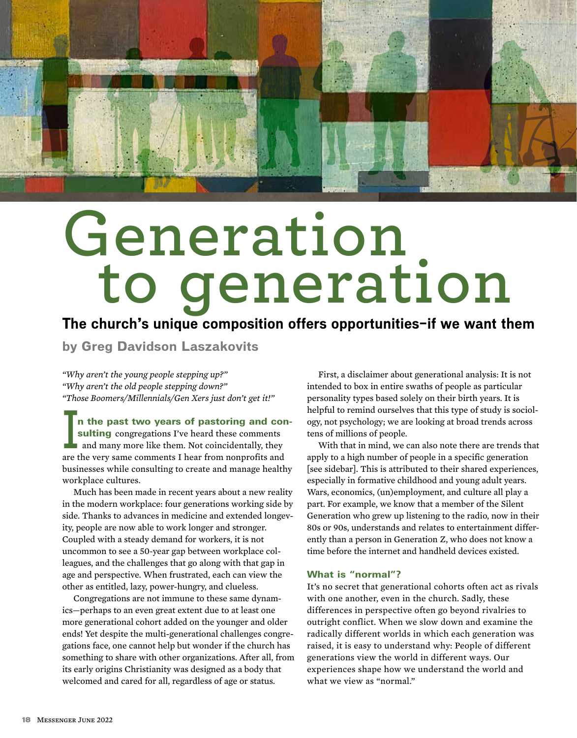# Generation to generation

## The church's unique composition offers opportunities—if we want them

**by Greg Davidson Laszakovits**

*"Why aren't the young people stepping up?"*
*"Why aren't the old people stepping down?"*
*"Those Boomers/Millennials/Gen Xers just don't get it!"*

**In the past two years of pastoring and consulting** congregations I've heard these comments and many more like them. Not coincidentally, they are the very same comments I hear from nonprofits and businesses while consulting to create and manage healthy workplace cultures.

Much has been made in recent years about a new reality in the modern workplace: four generations working side by side. Thanks to advances in medicine and extended longevity, people are now able to work longer and stronger. Coupled with a steady demand for workers, it is not uncommon to see a 50-year gap between workplace colleagues, and the challenges that go along with that gap in age and perspective. When frustrated, each can view the other as entitled, lazy, power-hungry, and clueless.

Congregations are not immune to these same dynamics—perhaps to an even great extent due to at least one more generational cohort added on the younger and older ends! Yet despite the multi-generational challenges congregations face, one cannot help but wonder if the church has something to share with other organizations. After all, from its early origins Christianity was designed as a body that welcomed and cared for all, regardless of age or status.

First, a disclaimer about generational analysis: It is not intended to box in entire swaths of people as particular personality types based solely on their birth years. It is helpful to remind ourselves that this type of study is sociology, not psychology; we are looking at broad trends across tens of millions of people.

With that in mind, we can also note there are trends that apply to a high number of people in a specific generation [see sidebar]. This is attributed to their shared experiences, especially in formative childhood and young adult years. Wars, economics, (un)employment, and culture all play a part. For example, we know that a member of the Silent Generation who grew up listening to the radio, now in their 80s or 90s, understands and relates to entertainment differently than a person in Generation Z, who does not know a time before the internet and handheld devices existed.

### What is "normal"?

It's no secret that generational cohorts often act as rivals with one another, even in the church. Sadly, these differences in perspective often go beyond rivalries to outright conflict. When we slow down and examine the radically different worlds in which each generation was raised, it is easy to understand why: People of different generations view the world in different ways. Our experiences shape how we understand the world and what we view as "normal."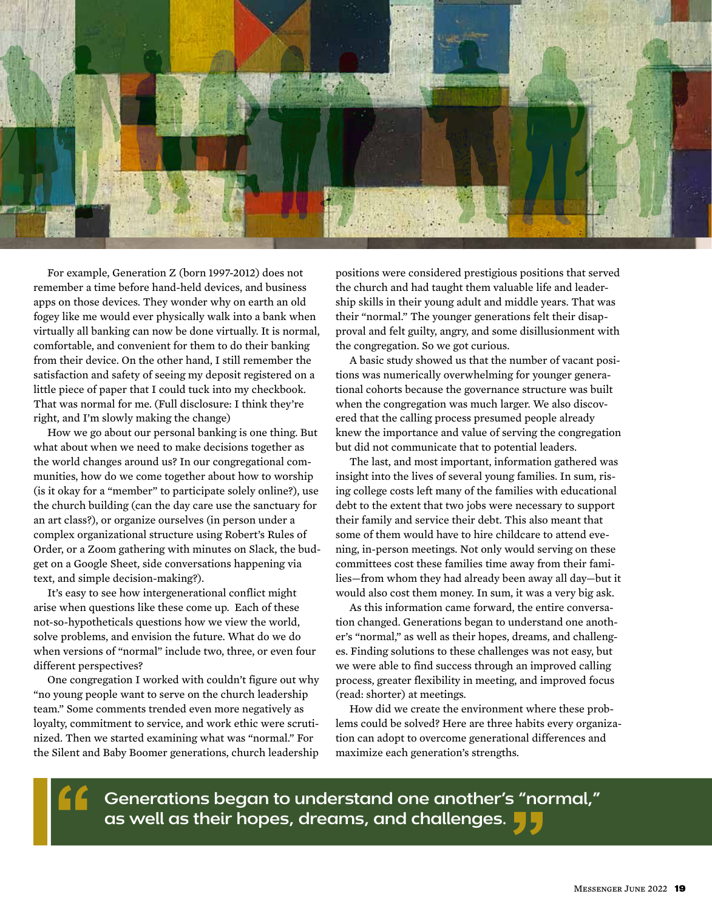For example, Generation Z (born 1997-2012) does not remember a time before hand-held devices, and business apps on those devices. They wonder why on earth an old fogey like me would ever physically walk into a bank when virtually all banking can now be done virtually. It is normal, comfortable, and convenient for them to do their banking from their device. On the other hand, I still remember the satisfaction and safety of seeing my deposit registered on a little piece of paper that I could tuck into my checkbook. That was normal for me. (Full disclosure: I think they're right, and I'm slowly making the change)

How we go about our personal banking is one thing. But what about when we need to make decisions together as the world changes around us? In our congregational communities, how do we come together about how to worship (is it okay for a "member" to participate solely online?), use the church building (can the day care use the sanctuary for an art class?), or organize ourselves (in person under a complex organizational structure using Robert's Rules of Order, or a Zoom gathering with minutes on Slack, the budget on a Google Sheet, side conversations happening via text, and simple decision-making?).

It's easy to see how intergenerational conflict might arise when questions like these come up. Each of these not-so-hypotheticals questions how we view the world, solve problems, and envision the future. What do we do when versions of "normal" include two, three, or even four different perspectives?

One congregation I worked with couldn't figure out why "no young people want to serve on the church leadership team." Some comments trended even more negatively as loyalty, commitment to service, and work ethic were scrutinized. Then we started examining what was "normal." For the Silent and Baby Boomer generations, church leadership positions were considered prestigious positions that served the church and had taught them valuable life and leadership skills in their young adult and middle years. That was their "normal." The younger generations felt their disapproval and felt guilty, angry, and some disillusionment with the congregation. So we got curious.

A basic study showed us that the number of vacant positions was numerically overwhelming for younger generational cohorts because the governance structure was built when the congregation was much larger. We also discovered that the calling process presumed people already knew the importance and value of serving the congregation but did not communicate that to potential leaders.

The last, and most important, information gathered was insight into the lives of several young families. In sum, rising college costs left many of the families with educational debt to the extent that two jobs were necessary to support their family and service their debt. This also meant that some of them would have to hire childcare to attend evening, in-person meetings. Not only would serving on these committees cost these families time away from their families—from whom they had already been away all day—but it would also cost them money. In sum, it was a very big ask.

As this information came forward, the entire conversation changed. Generations began to understand one another's "normal," as well as their hopes, dreams, and challenges. Finding solutions to these challenges was not easy, but we were able to find success through an improved calling process, greater flexibility in meeting, and improved focus (read: shorter) at meetings.

How did we create the environment where these problems could be solved? Here are three habits every organization can adopt to overcome generational differences and maximize each generation's strengths.

> **Generations began to understand one another's "normal," as well as their hopes, dreams, and challenges.**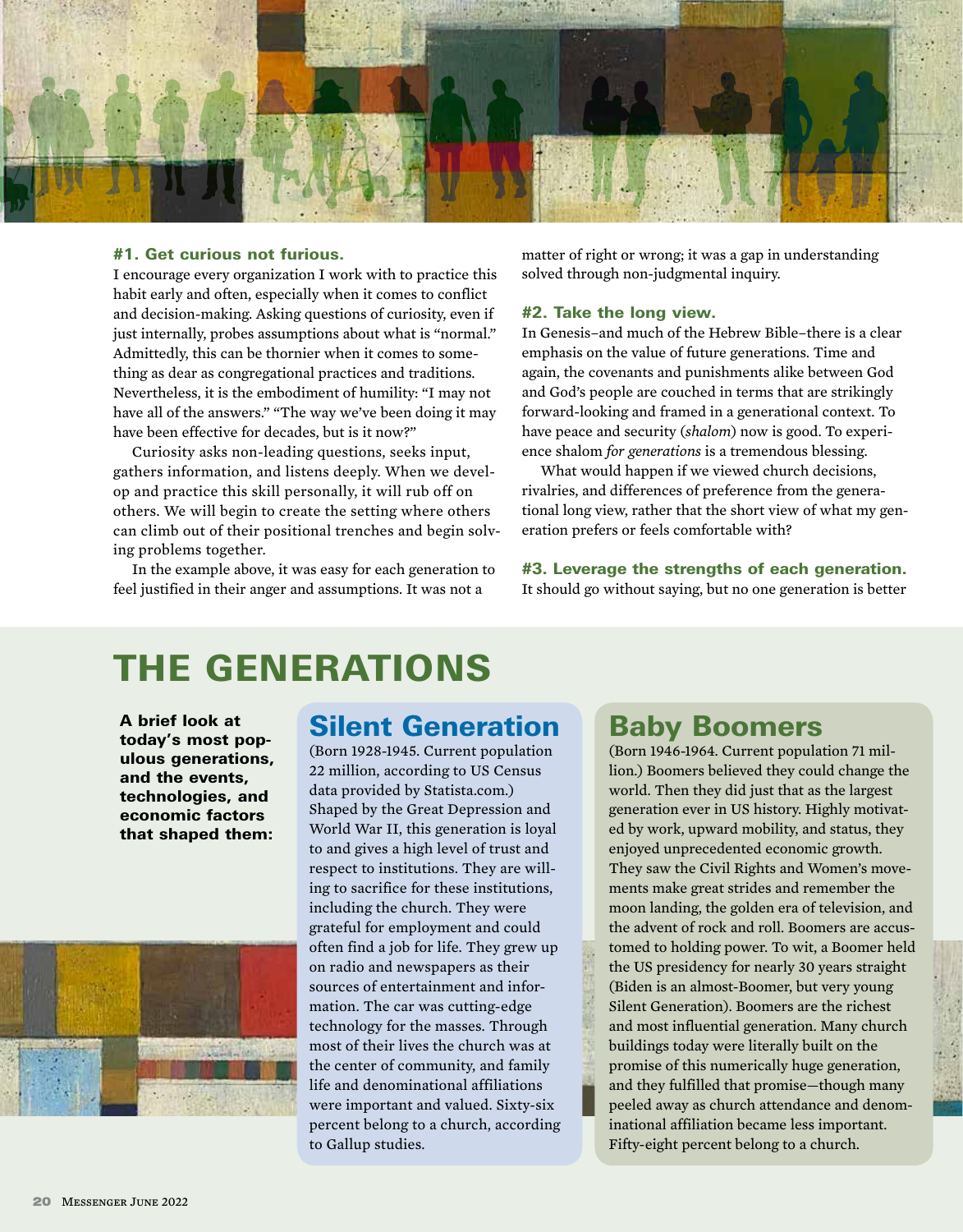### #1. Get curious not furious.

I encourage every organization I work with to practice this habit early and often, especially when it comes to conflict and decision-making. Asking questions of curiosity, even if just internally, probes assumptions about what is "normal." Admittedly, this can be thornier when it comes to something as dear as congregational practices and traditions. Nevertheless, it is the embodiment of humility: "I may not have all of the answers." "The way we've been doing it may have been effective for decades, but is it now?"

Curiosity asks non-leading questions, seeks input, gathers information, and listens deeply. When we develop and practice this skill personally, it will rub off on others. We will begin to create the setting where others can climb out of their positional trenches and begin solving problems together.

In the example above, it was easy for each generation to feel justified in their anger and assumptions. It was not a matter of right or wrong; it was a gap in understanding solved through non-judgmental inquiry.

### #2. Take the long view.

In Genesis–and much of the Hebrew Bible–there is a clear emphasis on the value of future generations. Time and again, the covenants and punishments alike between God and God's people are couched in terms that are strikingly forward-looking and framed in a generational context. To have peace and security (*shalom*) now is good. To experience shalom *for generations* is a tremendous blessing.

What would happen if we viewed church decisions, rivalries, and differences of preference from the generational long view, rather that the short view of what my generation prefers or feels comfortable with?

### #3. Leverage the strengths of each generation.

It should go without saying, but no one generation is better

## THE GENERATIONS

**A brief look at today's most populous generations, and the events, technologies, and economic factors that shaped them:**

### Silent Generation

(Born 1928-1945. Current population 22 million, according to US Census data provided by Statista.com.) Shaped by the Great Depression and World War II, this generation is loyal to and gives a high level of trust and respect to institutions. They are willing to sacrifice for these institutions, including the church. They were grateful for employment and could often find a job for life. They grew up on radio and newspapers as their sources of entertainment and information. The car was cutting-edge technology for the masses. Through most of their lives the church was at the center of community, and family life and denominational affiliations were important and valued. Sixty-six percent belong to a church, according to Gallup studies.

### Baby Boomers

(Born 1946-1964. Current population 71 million.) Boomers believed they could change the world. Then they did just that as the largest generation ever in US history. Highly motivated by work, upward mobility, and status, they enjoyed unprecedented economic growth. They saw the Civil Rights and Women's movements make great strides and remember the moon landing, the golden era of television, and the advent of rock and roll. Boomers are accustomed to holding power. To wit, a Boomer held the US presidency for nearly 30 years straight (Biden is an almost-Boomer, but very young Silent Generation). Boomers are the richest and most influential generation. Many church buildings today were literally built on the promise of this numerically huge generation, and they fulfilled that promise—though many peeled away as church attendance and denominational affiliation became less important. Fifty-eight percent belong to a church.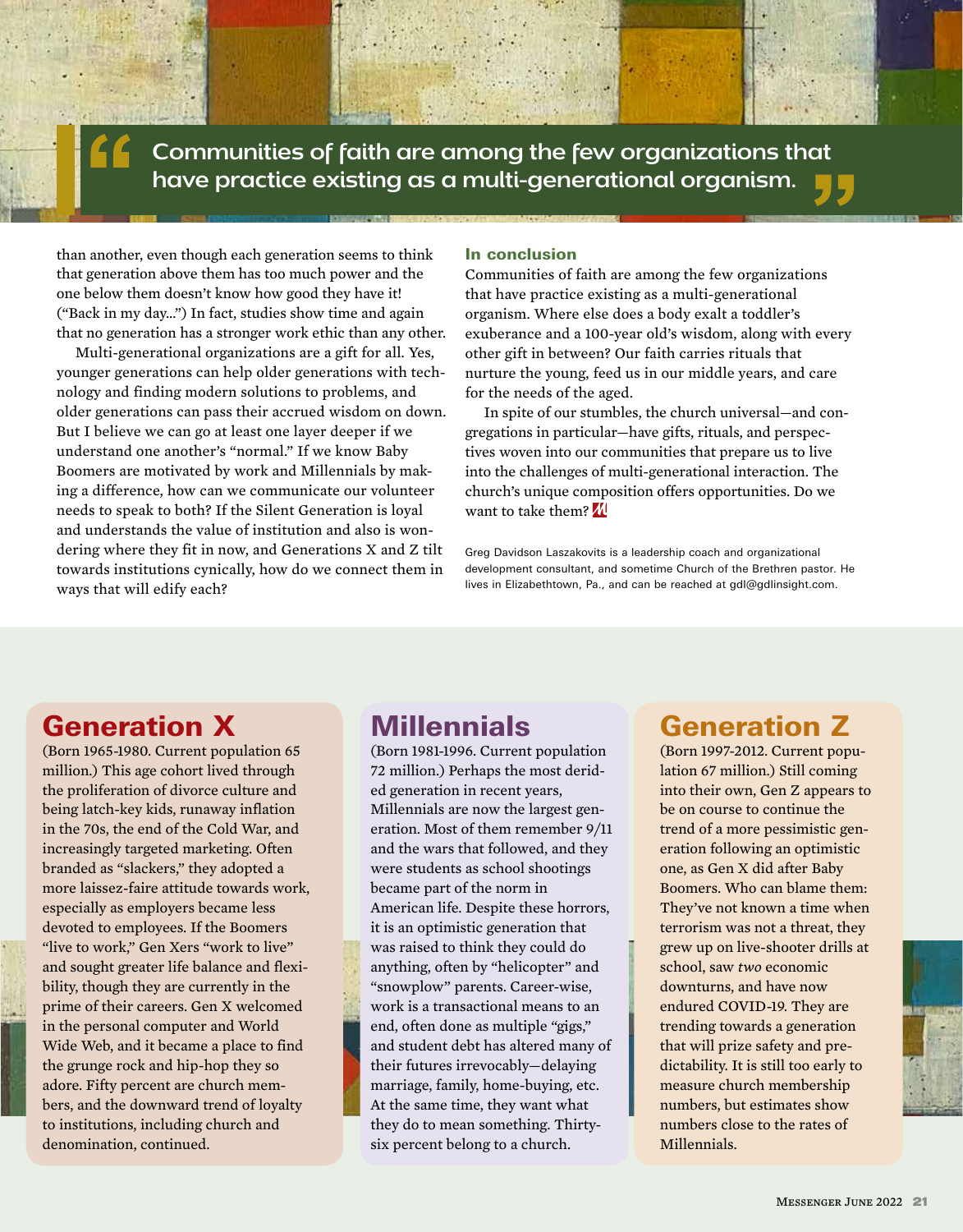> Communities of faith are among the few organizations that have practice existing as a multi-generational organism.

than another, even though each generation seems to think that generation above them has too much power and the one below them doesn't know how good they have it! ("Back in my day...") In fact, studies show time and again that no generation has a stronger work ethic than any other.

Multi-generational organizations are a gift for all. Yes, younger generations can help older generations with technology and finding modern solutions to problems, and older generations can pass their accrued wisdom on down. But I believe we can go at least one layer deeper if we understand one another's "normal." If we know Baby Boomers are motivated by work and Millennials by making a difference, how can we communicate our volunteer needs to speak to both? If the Silent Generation is loyal and understands the value of institution and also is wondering where they fit in now, and Generations X and Z tilt towards institutions cynically, how do we connect them in ways that will edify each?

## In conclusion

Communities of faith are among the few organizations that have practice existing as a multi-generational organism. Where else does a body exalt a toddler's exuberance and a 100-year old's wisdom, along with every other gift in between? Our faith carries rituals that nurture the young, feed us in our middle years, and care for the needs of the aged.

In spite of our stumbles, the church universal—and congregations in particular—have gifts, rituals, and perspectives woven into our communities that prepare us to live into the challenges of multi-generational interaction. The church's unique composition offers opportunities. Do we want to take them?

Greg Davidson Laszakovits is a leadership coach and organizational development consultant, and sometime Church of the Brethren pastor. He lives in Elizabethtown, Pa., and can be reached at gdl@gdlinsight.com.

## Generation X

(Born 1965-1980. Current population 65 million.) This age cohort lived through the proliferation of divorce culture and being latch-key kids, runaway inflation in the 70s, the end of the Cold War, and increasingly targeted marketing. Often branded as "slackers," they adopted a more laissez-faire attitude towards work, especially as employers became less devoted to employees. If the Boomers "live to work," Gen Xers "work to live" and sought greater life balance and flexibility, though they are currently in the prime of their careers. Gen X welcomed in the personal computer and World Wide Web, and it became a place to find the grunge rock and hip-hop they so adore. Fifty percent are church members, and the downward trend of loyalty to institutions, including church and denomination, continued.

## Millennials

(Born 1981-1996. Current population 72 million.) Perhaps the most derided generation in recent years, Millennials are now the largest generation. Most of them remember 9/11 and the wars that followed, and they were students as school shootings became part of the norm in American life. Despite these horrors, it is an optimistic generation that was raised to think they could do anything, often by "helicopter" and "snowplow" parents. Career-wise, work is a transactional means to an end, often done as multiple "gigs," and student debt has altered many of their futures irrevocably—delaying marriage, family, home-buying, etc. At the same time, they want what they do to mean something. Thirty-six percent belong to a church.

## Generation Z

(Born 1997-2012. Current population 67 million.) Still coming into their own, Gen Z appears to be on course to continue the trend of a more pessimistic generation following an optimistic one, as Gen X did after Baby Boomers. Who can blame them: They've not known a time when terrorism was not a threat, they grew up on live-shooter drills at school, saw *two* economic downturns, and have now endured COVID-19. They are trending towards a generation that will prize safety and predictability. It is still too early to measure church membership numbers, but estimates show numbers close to the rates of Millennials.